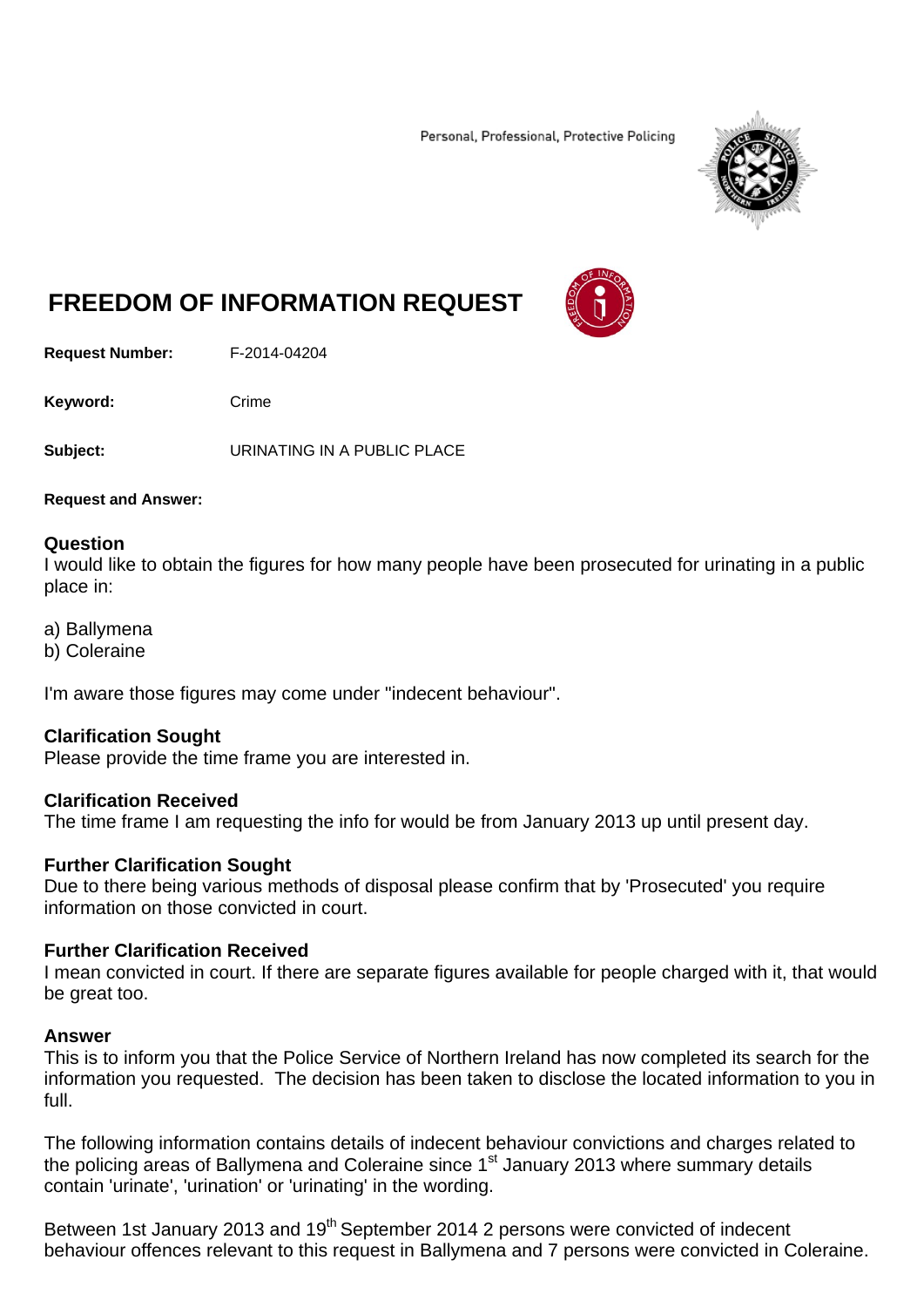Personal, Professional, Protective Policing

# FREEDOM OF INFORMATION REQUEST

**Request Number:** F-2014-04204

**Keyword:** Crime

**Subject:** URINATING IN A PUBLIC PLACE

**Request and Answer:**

### Question

I would like to obtain the figures for how many people have been prosecuted for urinating in a public place in:

a) Ballymena
b) Coleraine

I'm aware those figures may come under "indecent behaviour".

### Clarification Sought

Please provide the time frame you are interested in.

### Clarification Received

The time frame I am requesting the info for would be from January 2013 up until present day.

### Further Clarification Sought

Due to there being various methods of disposal please confirm that by 'Prosecuted' you require information on those convicted in court.

### Further Clarification Received

I mean convicted in court. If there are separate figures available for people charged with it, that would be great too.

### Answer

This is to inform you that the Police Service of Northern Ireland has now completed its search for the information you requested. The decision has been taken to disclose the located information to you in full.

The following information contains details of indecent behaviour convictions and charges related to the policing areas of Ballymena and Coleraine since 1st January 2013 where summary details contain 'urinate', 'urination' or 'urinating' in the wording.

Between 1st January 2013 and 19th September 2014 2 persons were convicted of indecent behaviour offences relevant to this request in Ballymena and 7 persons were convicted in Coleraine.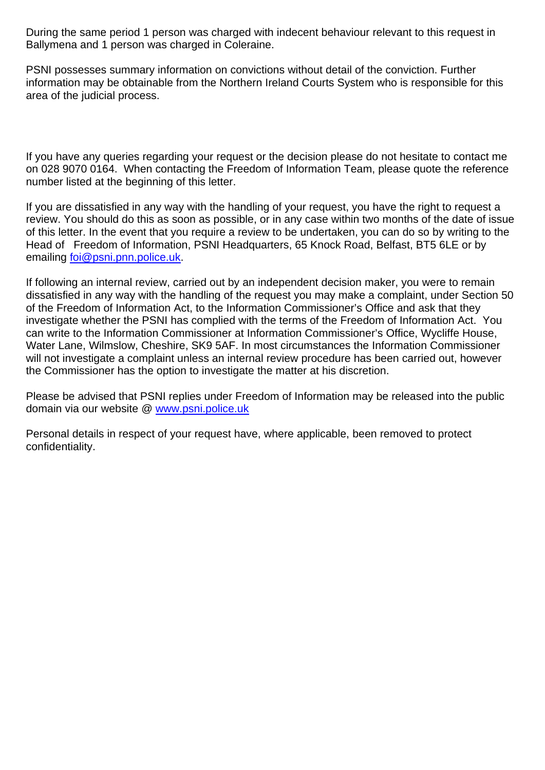During the same period 1 person was charged with indecent behaviour relevant to this request in Ballymena and 1 person was charged in Coleraine.

PSNI possesses summary information on convictions without detail of the conviction. Further information may be obtainable from the Northern Ireland Courts System who is responsible for this area of the judicial process.

If you have any queries regarding your request or the decision please do not hesitate to contact me on 028 9070 0164. When contacting the Freedom of Information Team, please quote the reference number listed at the beginning of this letter.

If you are dissatisfied in any way with the handling of your request, you have the right to request a review. You should do this as soon as possible, or in any case within two months of the date of issue of this letter. In the event that you require a review to be undertaken, you can do so by writing to the Head of Freedom of Information, PSNI Headquarters, 65 Knock Road, Belfast, BT5 6LE or by emailing [foi@psni.pnn.police.uk](mailto:foi@psni.pnn.police.uk).

If following an internal review, carried out by an independent decision maker, you were to remain dissatisfied in any way with the handling of the request you may make a complaint, under Section 50 of the Freedom of Information Act, to the Information Commissioner's Office and ask that they investigate whether the PSNI has complied with the terms of the Freedom of Information Act. You can write to the Information Commissioner at Information Commissioner's Office, Wycliffe House, Water Lane, Wilmslow, Cheshire, SK9 5AF. In most circumstances the Information Commissioner will not investigate a complaint unless an internal review procedure has been carried out, however the Commissioner has the option to investigate the matter at his discretion.

Please be advised that PSNI replies under Freedom of Information may be released into the public domain via our website @ [www.psni.police.uk](http://www.psni.police.uk)

Personal details in respect of your request have, where applicable, been removed to protect confidentiality.